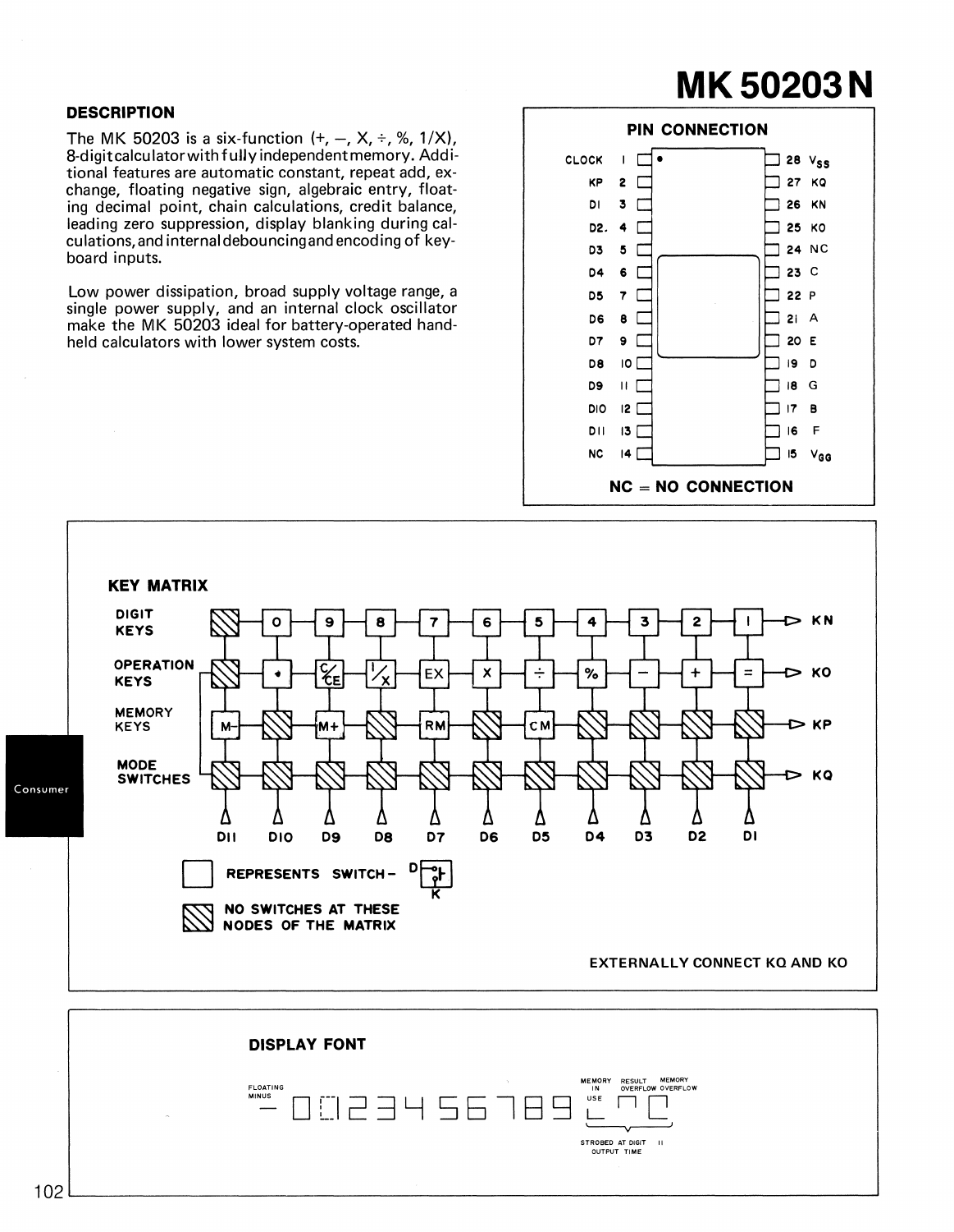# MK 50203 N

## DESCRIPTION

The MK 50203 is a six-function (+, −, X, ÷, %, 1/X), 8-digit calculator with fully independent memory. Additional features are automatic constant, repeat add, exchange, floating negative sign, algebraic entry, floating decimal point, chain calculations, credit balance, leading zero suppression, display blanking during calculations, and internal debouncing and encoding of keyboard inputs.

Low power dissipation, broad supply voltage range, a single power supply, and an internal clock oscillator make the MK 50203 ideal for battery-operated handheld calculators with lower system costs.

## PIN CONNECTION

| Pin | Name | Pin | Name |
|---|---|---|---|
| 1 | CLOCK | 28 | $V_{SS}$ |
| 2 | KP | 27 | KQ |
| 3 | D1 | 26 | KN |
| 4 | D2 | 25 | KO |
| 5 | D3 | 24 | NC |
| 6 | D4 | 23 | C |
| 7 | D5 | 22 | P |
| 8 | D6 | 21 | A |
| 9 | D7 | 20 | E |
| 10 | D8 | 19 | D |
| 11 | D9 | 18 | G |
| 12 | D10 | 17 | B |
| 13 | D11 | 16 | F |
| 14 | NC | 15 | $V_{GG}$ |

NC = NO CONNECTION

## KEY MATRIX

| | D11 | D10 | D9 | D8 | D7 | D6 | D5 | D4 | D3 | D2 | D1 | Output |
|---|---|---|---|---|---|---|---|---|---|---|---|---|
| DIGIT KEYS | (none) | 0 | 9 | 8 | 7 | 6 | 5 | 4 | 3 | 2 | 1 | KN |
| OPERATION KEYS | (none) | • | C/CE | 1/X | EX | X | ÷ | % | − | + | = | KO |
| MEMORY KEYS | M− | (none) | M+ | (none) | RM | (none) | CM | (none) | (none) | (none) | (none) | KP |
| MODE SWITCHES | (none) | (none) | (none) | (none) | (none) | (none) | (none) | (none) | (none) | (none) | (none) | KQ |

□ REPRESENTS SWITCH − D/K

▨ NO SWITCHES AT THESE NODES OF THE MATRIX

EXTERNALLY CONNECT KQ AND KO

## DISPLAY FONT

FLOATING MINUS, 0 1 2 3 4 5 6 7 8 9, MEMORY IN USE, RESULT OVERFLOW, MEMORY OVERFLOW

(MEMORY IN USE, RESULT OVERFLOW, MEMORY OVERFLOW: STROBED AT DIGIT 11 OUTPUT TIME)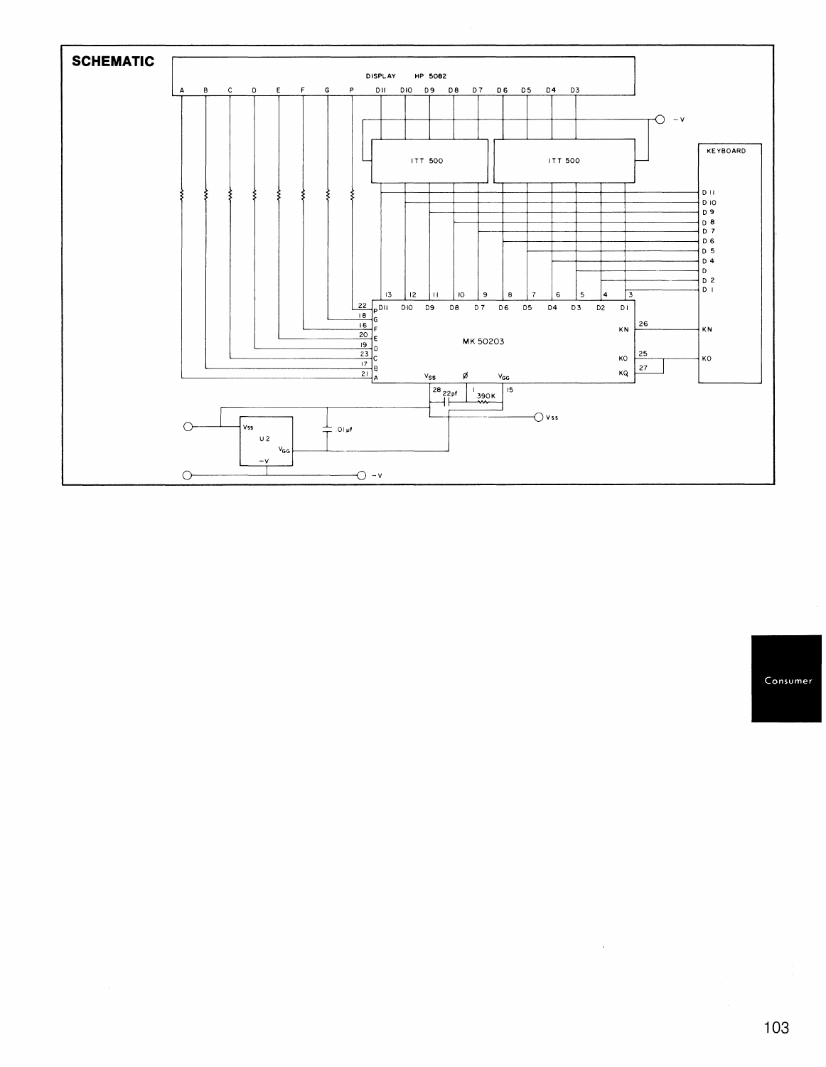## SCHEMATIC

DISPLAY HP 5082

A B C D E F G P D11 D10 D9 D8 D7 D6 D5 D4 D3

ITT 500 ITT 500

−V

KEYBOARD

D 11
D 10
D 9
D 8
D 7
D 6
D 5
D 4
D
D 2
D 1

MK 50203

KN
KO

Consumer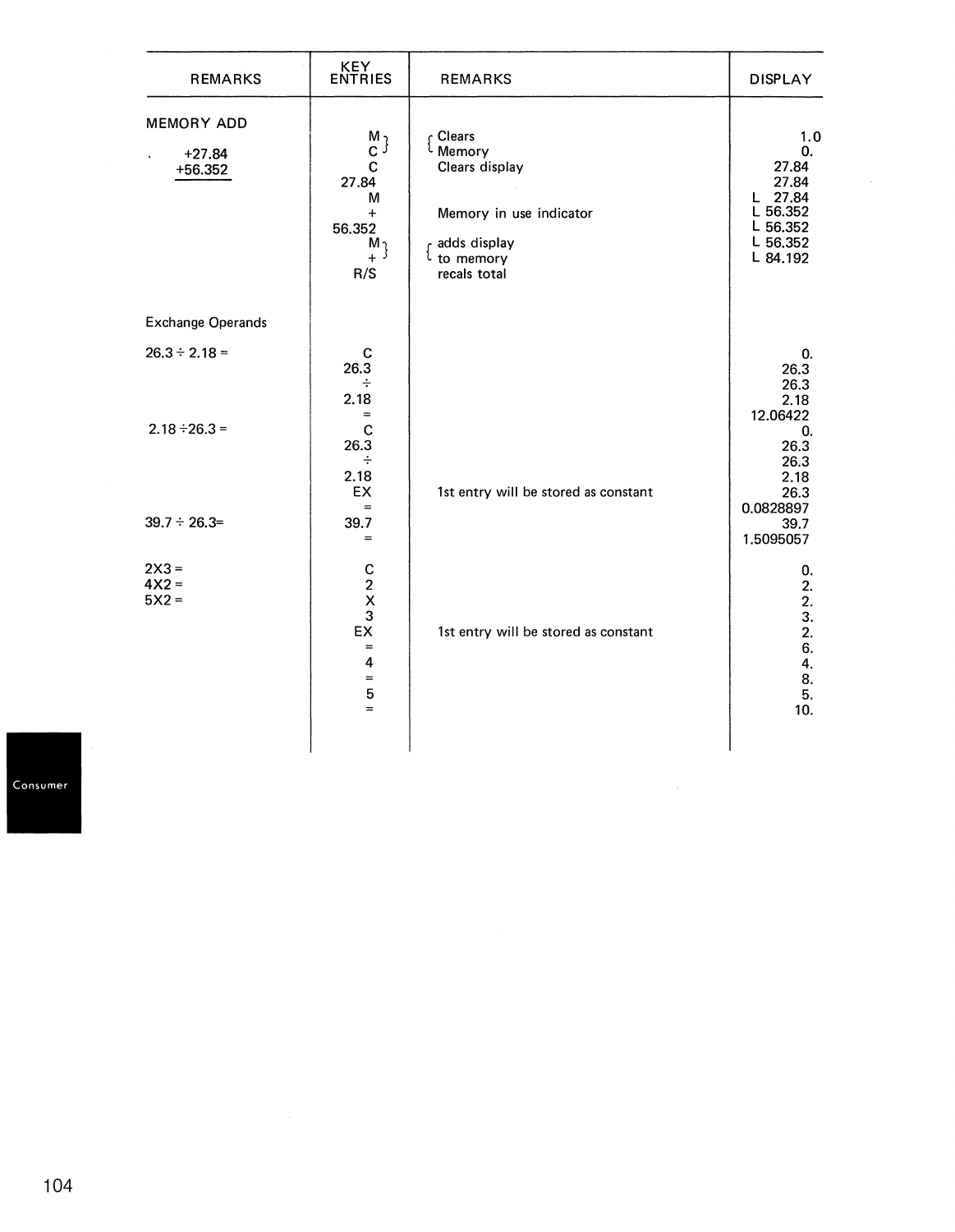| REMARKS | KEY ENTRIES | REMARKS | DISPLAY |
|---|---|---|---|
| MEMORY ADD | M | Clears | 1.0 |
| +27.84 | C | Memory | 0. |
| +56.352 | C | Clears display | 27.84 |
| | 27.84 | | 27.84 |
| | M | | L 27.84 |
| | + | Memory in use indicator | L 56.352 |
| | 56.352 | | L 56.352 |
| | M | adds display | L 56.352 |
| | + | to memory | L 84.192 |
| | R/S | recals total | |
| Exchange Operands | | | |
| 26.3 ÷ 2.18 = | C | | 0. |
| | 26.3 | | 26.3 |
| | ÷ | | 26.3 |
| | 2.18 | | 2.18 |
| | = | | 12.06422 |
| 2.18 ÷26.3 = | C | | 0. |
| | 26.3 | | 26.3 |
| | ÷ | | 26.3 |
| | 2.18 | | 2.18 |
| | EX | 1st entry will be stored as constant | 26.3 |
| | = | | 0.0828897 |
| 39.7 ÷ 26.3= | 39.7 | | 39.7 |
| | = | | 1.5095057 |
| 2X3 = | C | | 0. |
| 4X2 = | 2 | | 2. |
| 5X2 = | X | | 2. |
| | 3 | | 3. |
| | EX | 1st entry will be stored as constant | 2. |
| | = | | 6. |
| | 4 | | 4. |
| | = | | 8. |
| | 5 | | 5. |
| | = | | 10. |

Consumer